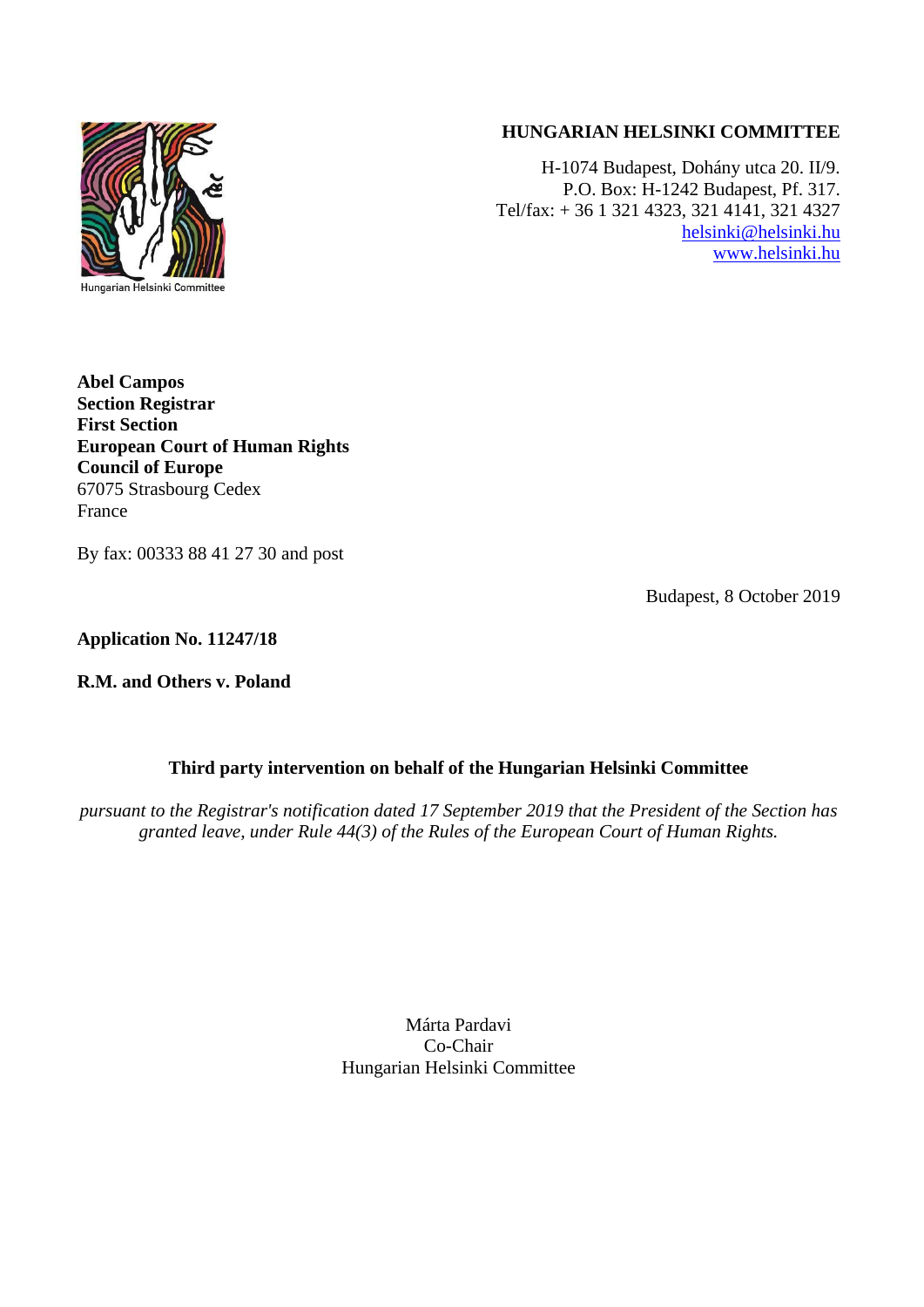Hungarian Helsinki Committee

**HUNGARIAN HELSINKI COMMITTEE**

H-1074 Budapest, Dohány utca 20. II/9.
P.O. Box: H-1242 Budapest, Pf. 317.
Tel/fax: + 36 1 321 4323, 321 4141, 321 4327
helsinki@helsinki.hu
www.helsinki.hu

**Abel Campos**
**Section Registrar**
**First Section**
**European Court of Human Rights**
**Council of Europe**
67075 Strasbourg Cedex
France

By fax: 00333 88 41 27 30 and post

Budapest, 8 October 2019

**Application No. 11247/18**

**R.M. and Others v. Poland**

**Third party intervention on behalf of the Hungarian Helsinki Committee**

*pursuant to the Registrar's notification dated 17 September 2019 that the President of the Section has granted leave, under Rule 44(3) of the Rules of the European Court of Human Rights.*

Márta Pardavi
Co-Chair
Hungarian Helsinki Committee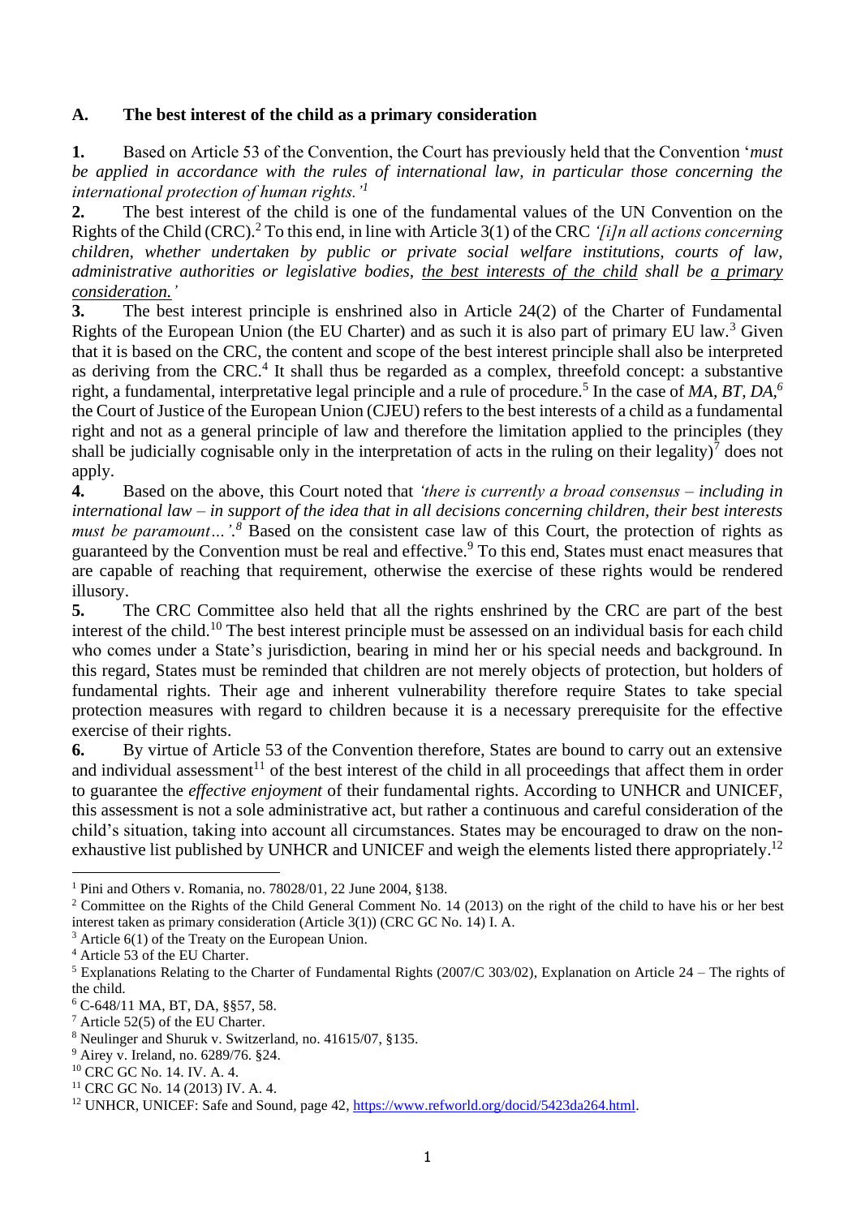## A. The best interest of the child as a primary consideration

**1.** Based on Article 53 of the Convention, the Court has previously held that the Convention '*must be applied in accordance with the rules of international law, in particular those concerning the international protection of human rights.'*[1]

**2.** The best interest of the child is one of the fundamental values of the UN Convention on the Rights of the Child (CRC).[2] To this end, in line with Article 3(1) of the CRC *'[i]n all actions concerning children, whether undertaken by public or private social welfare institutions, courts of law, administrative authorities or legislative bodies, <u>the best interests of the child</u> shall be <u>a primary consideration.</u>'*

**3.** The best interest principle is enshrined also in Article 24(2) of the Charter of Fundamental Rights of the European Union (the EU Charter) and as such it is also part of primary EU law.[3] Given that it is based on the CRC, the content and scope of the best interest principle shall also be interpreted as deriving from the CRC.[4] It shall thus be regarded as a complex, threefold concept: a substantive right, a fundamental, interpretative legal principle and a rule of procedure.[5] In the case of *MA, BT, DA*,[6] the Court of Justice of the European Union (CJEU) refers to the best interests of a child as a fundamental right and not as a general principle of law and therefore the limitation applied to the principles (they shall be judicially cognisable only in the interpretation of acts in the ruling on their legality)[7] does not apply.

**4.** Based on the above, this Court noted that *'there is currently a broad consensus – including in international law – in support of the idea that in all decisions concerning children, their best interests must be paramount…'*.[8] Based on the consistent case law of this Court, the protection of rights as guaranteed by the Convention must be real and effective.[9] To this end, States must enact measures that are capable of reaching that requirement, otherwise the exercise of these rights would be rendered illusory.

**5.** The CRC Committee also held that all the rights enshrined by the CRC are part of the best interest of the child.[10] The best interest principle must be assessed on an individual basis for each child who comes under a State's jurisdiction, bearing in mind her or his special needs and background. In this regard, States must be reminded that children are not merely objects of protection, but holders of fundamental rights. Their age and inherent vulnerability therefore require States to take special protection measures with regard to children because it is a necessary prerequisite for the effective exercise of their rights.

**6.** By virtue of Article 53 of the Convention therefore, States are bound to carry out an extensive and individual assessment[11] of the best interest of the child in all proceedings that affect them in order to guarantee the *effective enjoyment* of their fundamental rights. According to UNHCR and UNICEF, this assessment is not a sole administrative act, but rather a continuous and careful consideration of the child's situation, taking into account all circumstances. States may be encouraged to draw on the non-exhaustive list published by UNHCR and UNICEF and weigh the elements listed there appropriately.[12]

---

[1] Pini and Others v. Romania, no. 78028/01, 22 June 2004, §138.

[2] Committee on the Rights of the Child General Comment No. 14 (2013) on the right of the child to have his or her best interest taken as primary consideration (Article 3(1)) (CRC GC No. 14) I. A.

[3] Article 6(1) of the Treaty on the European Union.

[4] Article 53 of the EU Charter.

[5] Explanations Relating to the Charter of Fundamental Rights (2007/C 303/02), Explanation on Article 24 – The rights of the child.

[6] C-648/11 MA, BT, DA, §§57, 58.

[7] Article 52(5) of the EU Charter.

[8] Neulinger and Shuruk v. Switzerland, no. 41615/07, §135.

[9] Airey v. Ireland, no. 6289/76. §24.

[10] CRC GC No. 14. IV. A. 4.

[11] CRC GC No. 14 (2013) IV. A. 4.

[12] UNHCR, UNICEF: Safe and Sound, page 42, https://www.refworld.org/docid/5423da264.html.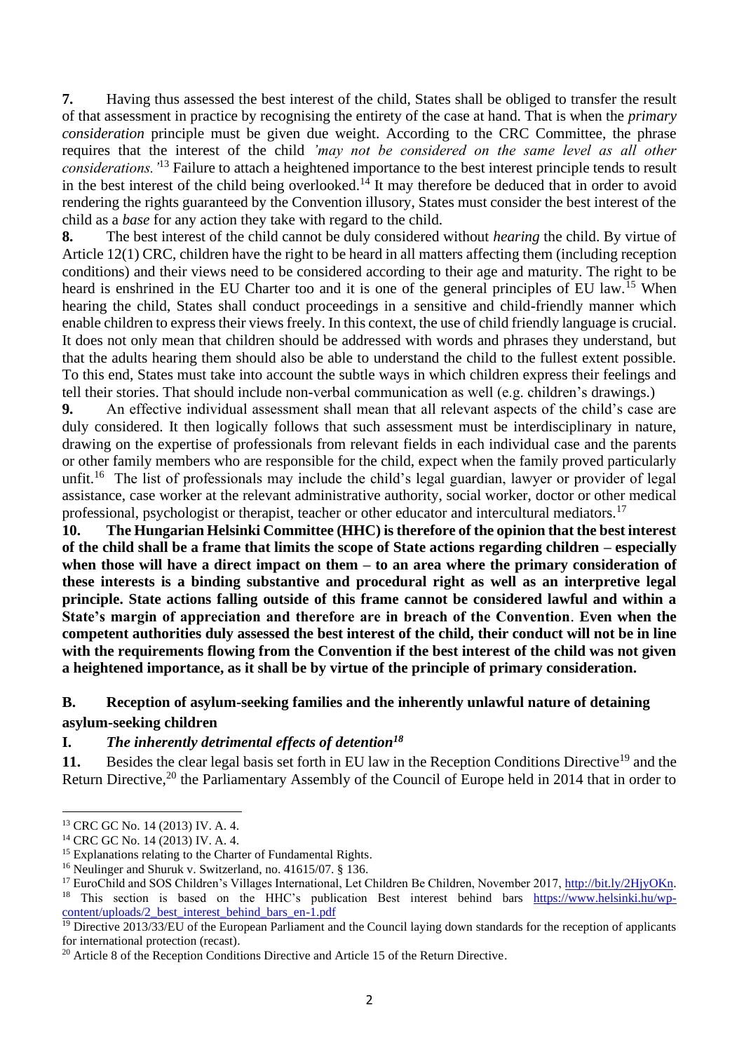**7.** Having thus assessed the best interest of the child, States shall be obliged to transfer the result of that assessment in practice by recognising the entirety of the case at hand. That is when the *primary consideration* principle must be given due weight. According to the CRC Committee, the phrase requires that the interest of the child *'may not be considered on the same level as all other considerations.'*[13] Failure to attach a heightened importance to the best interest principle tends to result in the best interest of the child being overlooked.[14] It may therefore be deduced that in order to avoid rendering the rights guaranteed by the Convention illusory, States must consider the best interest of the child as a *base* for any action they take with regard to the child.

**8.** The best interest of the child cannot be duly considered without *hearing* the child. By virtue of Article 12(1) CRC, children have the right to be heard in all matters affecting them (including reception conditions) and their views need to be considered according to their age and maturity. The right to be heard is enshrined in the EU Charter too and it is one of the general principles of EU law.[15] When hearing the child, States shall conduct proceedings in a sensitive and child-friendly manner which enable children to express their views freely. In this context, the use of child friendly language is crucial. It does not only mean that children should be addressed with words and phrases they understand, but that the adults hearing them should also be able to understand the child to the fullest extent possible. To this end, States must take into account the subtle ways in which children express their feelings and tell their stories. That should include non-verbal communication as well (e.g. children's drawings.)

**9.** An effective individual assessment shall mean that all relevant aspects of the child's case are duly considered. It then logically follows that such assessment must be interdisciplinary in nature, drawing on the expertise of professionals from relevant fields in each individual case and the parents or other family members who are responsible for the child, expect when the family proved particularly unfit.[16] The list of professionals may include the child's legal guardian, lawyer or provider of legal assistance, case worker at the relevant administrative authority, social worker, doctor or other medical professional, psychologist or therapist, teacher or other educator and intercultural mediators.[17]

**10. The Hungarian Helsinki Committee (HHC) is therefore of the opinion that the best interest of the child shall be a frame that limits the scope of State actions regarding children – especially when those will have a direct impact on them – to an area where the primary consideration of these interests is a binding substantive and procedural right as well as an interpretive legal principle. State actions falling outside of this frame cannot be considered lawful and within a State's margin of appreciation and therefore are in breach of the Convention. Even when the competent authorities duly assessed the best interest of the child, their conduct will not be in line with the requirements flowing from the Convention if the best interest of the child was not given a heightened importance, as it shall be by virtue of the principle of primary consideration.**

## B. Reception of asylum-seeking families and the inherently unlawful nature of detaining asylum-seeking children

### I. *The inherently detrimental effects of detention*[18]

**11.** Besides the clear legal basis set forth in EU law in the Reception Conditions Directive[19] and the Return Directive,[20] the Parliamentary Assembly of the Council of Europe held in 2014 that in order to

---

[13] CRC GC No. 14 (2013) IV. A. 4.

[14] CRC GC No. 14 (2013) IV. A. 4.

[15] Explanations relating to the Charter of Fundamental Rights.

[16] Neulinger and Shuruk v. Switzerland, no. 41615/07. § 136.

[17] EuroChild and SOS Children's Villages International, Let Children Be Children, November 2017, http://bit.ly/2HjyOKn.

[18] This section is based on the HHC's publication Best interest behind bars https://www.helsinki.hu/wp-content/uploads/2_best_interest_behind_bars_en-1.pdf

[19] Directive 2013/33/EU of the European Parliament and the Council laying down standards for the reception of applicants for international protection (recast).

[20] Article 8 of the Reception Conditions Directive and Article 15 of the Return Directive.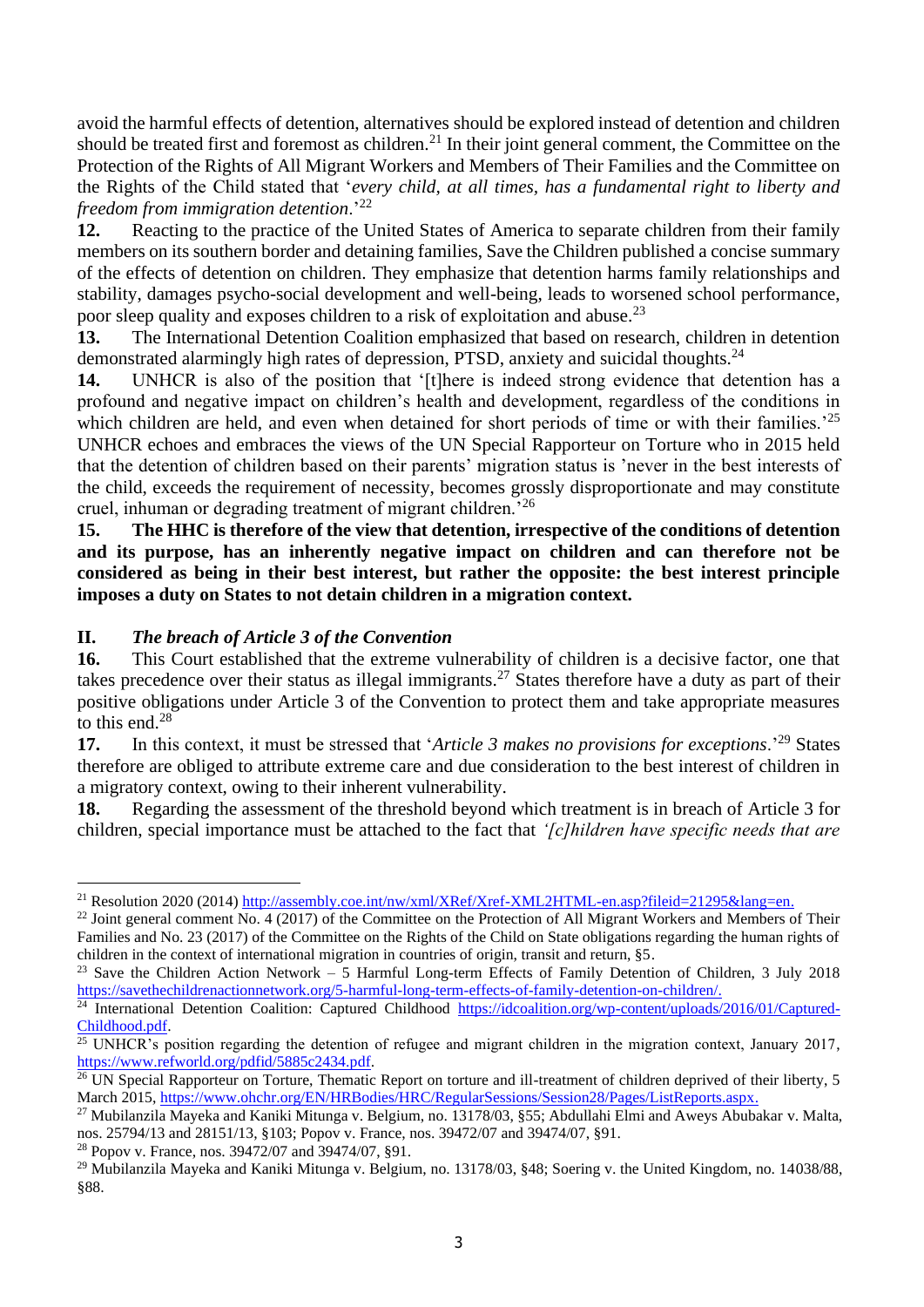avoid the harmful effects of detention, alternatives should be explored instead of detention and children should be treated first and foremost as children.[21] In their joint general comment, the Committee on the Protection of the Rights of All Migrant Workers and Members of Their Families and the Committee on the Rights of the Child stated that '*every child, at all times, has a fundamental right to liberty and freedom from immigration detention*.'[22]

**12.** Reacting to the practice of the United States of America to separate children from their family members on its southern border and detaining families, Save the Children published a concise summary of the effects of detention on children. They emphasize that detention harms family relationships and stability, damages psycho-social development and well-being, leads to worsened school performance, poor sleep quality and exposes children to a risk of exploitation and abuse.[23]

**13.** The International Detention Coalition emphasized that based on research, children in detention demonstrated alarmingly high rates of depression, PTSD, anxiety and suicidal thoughts.[24]

**14.** UNHCR is also of the position that '[t]here is indeed strong evidence that detention has a profound and negative impact on children's health and development, regardless of the conditions in which children are held, and even when detained for short periods of time or with their families.'[25] UNHCR echoes and embraces the views of the UN Special Rapporteur on Torture who in 2015 held that the detention of children based on their parents' migration status is 'never in the best interests of the child, exceeds the requirement of necessity, becomes grossly disproportionate and may constitute cruel, inhuman or degrading treatment of migrant children.'[26]

**15. The HHC is therefore of the view that detention, irrespective of the conditions of detention and its purpose, has an inherently negative impact on children and can therefore not be considered as being in their best interest, but rather the opposite: the best interest principle imposes a duty on States to not detain children in a migration context.**

## II. *The breach of Article 3 of the Convention*

**16.** This Court established that the extreme vulnerability of children is a decisive factor, one that takes precedence over their status as illegal immigrants.[27] States therefore have a duty as part of their positive obligations under Article 3 of the Convention to protect them and take appropriate measures to this end.[28]

**17.** In this context, it must be stressed that '*Article 3 makes no provisions for exceptions*.'[29] States therefore are obliged to attribute extreme care and due consideration to the best interest of children in a migratory context, owing to their inherent vulnerability.

**18.** Regarding the assessment of the threshold beyond which treatment is in breach of Article 3 for children, special importance must be attached to the fact that *'[c]hildren have specific needs that are*

---

[21] Resolution 2020 (2014) http://assembly.coe.int/nw/xml/XRef/Xref-XML2HTML-en.asp?fileid=21295&lang=en.

[22] Joint general comment No. 4 (2017) of the Committee on the Protection of All Migrant Workers and Members of Their Families and No. 23 (2017) of the Committee on the Rights of the Child on State obligations regarding the human rights of children in the context of international migration in countries of origin, transit and return, §5.

[23] Save the Children Action Network – 5 Harmful Long-term Effects of Family Detention of Children, 3 July 2018 https://savethechildrenactionnetwork.org/5-harmful-long-term-effects-of-family-detention-on-children/.

[24] International Detention Coalition: Captured Childhood https://idcoalition.org/wp-content/uploads/2016/01/Captured-Childhood.pdf.

[25] UNHCR's position regarding the detention of refugee and migrant children in the migration context, January 2017, https://www.refworld.org/pdfid/5885c2434.pdf.

[26] UN Special Rapporteur on Torture, Thematic Report on torture and ill-treatment of children deprived of their liberty, 5 March 2015, https://www.ohchr.org/EN/HRBodies/HRC/RegularSessions/Session28/Pages/ListReports.aspx.

[27] Mubilanzila Mayeka and Kaniki Mitunga v. Belgium, no. 13178/03, §55; Abdullahi Elmi and Aweys Abubakar v. Malta, nos. 25794/13 and 28151/13, §103; Popov v. France, nos. 39472/07 and 39474/07, §91.

[28] Popov v. France, nos. 39472/07 and 39474/07, §91.

[29] Mubilanzila Mayeka and Kaniki Mitunga v. Belgium, no. 13178/03, §48; Soering v. the United Kingdom, no. 14038/88, §88.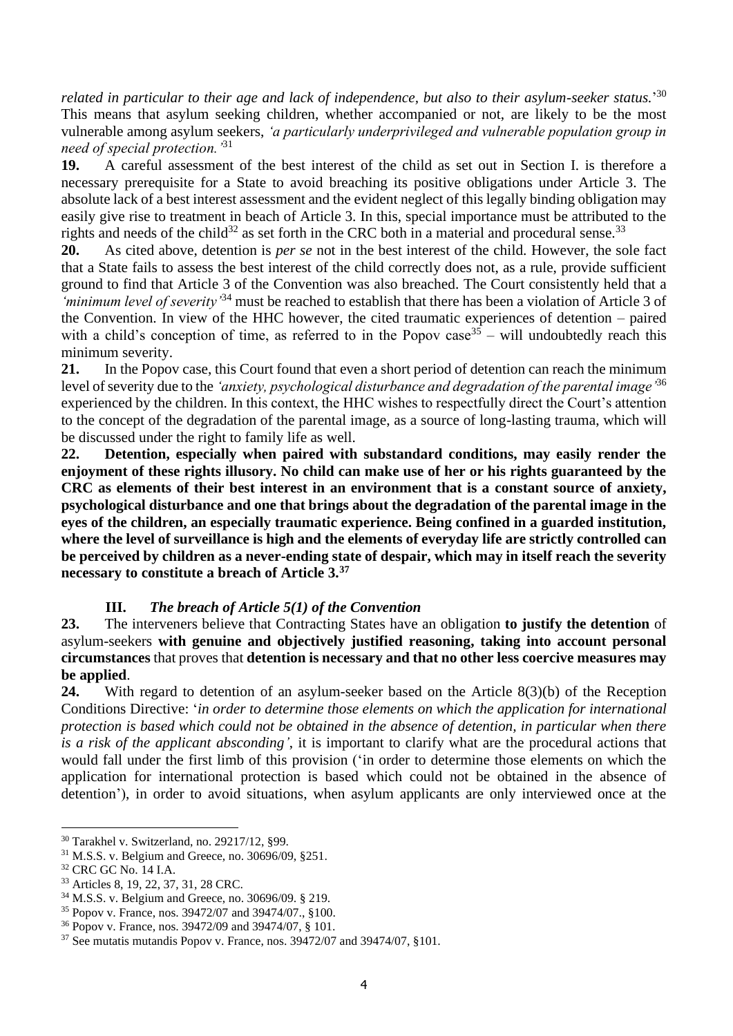*related in particular to their age and lack of independence, but also to their asylum-seeker status.*'[30] This means that asylum seeking children, whether accompanied or not, are likely to be the most vulnerable among asylum seekers, *'a particularly underprivileged and vulnerable population group in need of special protection.'*[31]

**19.** A careful assessment of the best interest of the child as set out in Section I. is therefore a necessary prerequisite for a State to avoid breaching its positive obligations under Article 3. The absolute lack of a best interest assessment and the evident neglect of this legally binding obligation may easily give rise to treatment in beach of Article 3. In this, special importance must be attributed to the rights and needs of the child[32] as set forth in the CRC both in a material and procedural sense.[33]

**20.** As cited above, detention is *per se* not in the best interest of the child. However, the sole fact that a State fails to assess the best interest of the child correctly does not, as a rule, provide sufficient ground to find that Article 3 of the Convention was also breached. The Court consistently held that a *'minimum level of severity'*[34] must be reached to establish that there has been a violation of Article 3 of the Convention. In view of the HHC however, the cited traumatic experiences of detention – paired with a child's conception of time, as referred to in the Popov case[35] – will undoubtedly reach this minimum severity.

**21.** In the Popov case, this Court found that even a short period of detention can reach the minimum level of severity due to the *'anxiety, psychological disturbance and degradation of the parental image'*[36] experienced by the children. In this context, the HHC wishes to respectfully direct the Court's attention to the concept of the degradation of the parental image, as a source of long-lasting trauma, which will be discussed under the right to family life as well.

**22. Detention, especially when paired with substandard conditions, may easily render the enjoyment of these rights illusory. No child can make use of her or his rights guaranteed by the CRC as elements of their best interest in an environment that is a constant source of anxiety, psychological disturbance and one that brings about the degradation of the parental image in the eyes of the children, an especially traumatic experience. Being confined in a guarded institution, where the level of surveillance is high and the elements of everyday life are strictly controlled can be perceived by children as a never-ending state of despair, which may in itself reach the severity necessary to constitute a breach of Article 3.[37]**

## III. *The breach of Article 5(1) of the Convention*

**23.** The interveners believe that Contracting States have an obligation **to justify the detention** of asylum-seekers **with genuine and objectively justified reasoning, taking into account personal circumstances** that proves that **detention is necessary and that no other less coercive measures may be applied**.

**24.** With regard to detention of an asylum-seeker based on the Article 8(3)(b) of the Reception Conditions Directive: '*in order to determine those elements on which the application for international protection is based which could not be obtained in the absence of detention, in particular when there is a risk of the applicant absconding'*, it is important to clarify what are the procedural actions that would fall under the first limb of this provision ('in order to determine those elements on which the application for international protection is based which could not be obtained in the absence of detention'), in order to avoid situations, when asylum applicants are only interviewed once at the

---

[30] Tarakhel v. Switzerland, no. 29217/12, §99.

[31] M.S.S. v. Belgium and Greece, no. 30696/09, §251.

[32] CRC GC No. 14 I.A.

[33] Articles 8, 19, 22, 37, 31, 28 CRC.

[34] M.S.S. v. Belgium and Greece, no. 30696/09. § 219.

[35] Popov v. France, nos. 39472/07 and 39474/07., §100.

[36] Popov v. France, nos. 39472/09 and 39474/07, § 101.

[37] See mutatis mutandis Popov v. France, nos. 39472/07 and 39474/07, §101.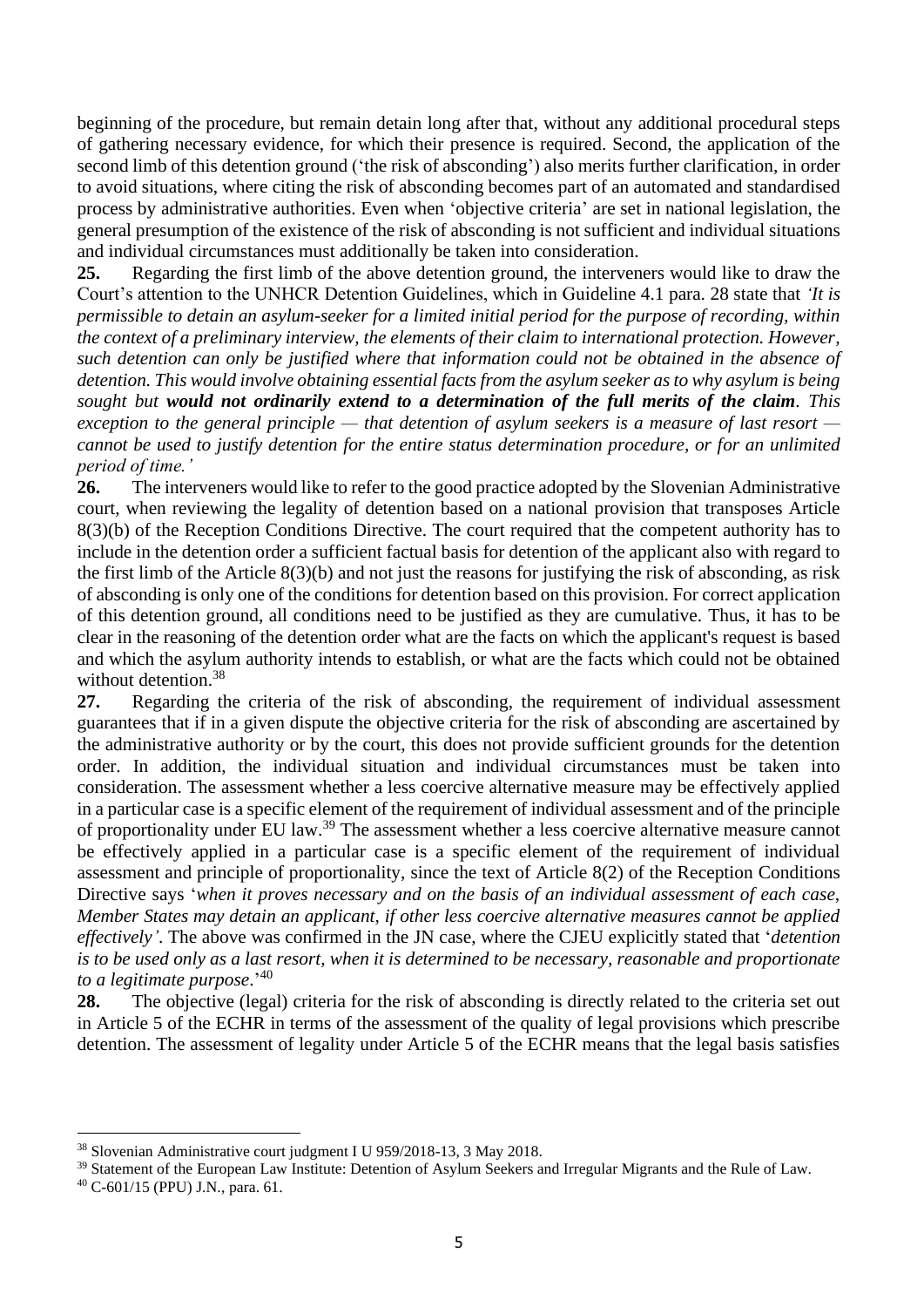beginning of the procedure, but remain detain long after that, without any additional procedural steps of gathering necessary evidence, for which their presence is required. Second, the application of the second limb of this detention ground ('the risk of absconding') also merits further clarification, in order to avoid situations, where citing the risk of absconding becomes part of an automated and standardised process by administrative authorities. Even when 'objective criteria' are set in national legislation, the general presumption of the existence of the risk of absconding is not sufficient and individual situations and individual circumstances must additionally be taken into consideration.

**25.** Regarding the first limb of the above detention ground, the interveners would like to draw the Court's attention to the UNHCR Detention Guidelines, which in Guideline 4.1 para. 28 state that *'It is permissible to detain an asylum-seeker for a limited initial period for the purpose of recording, within the context of a preliminary interview, the elements of their claim to international protection. However, such detention can only be justified where that information could not be obtained in the absence of detention. This would involve obtaining essential facts from the asylum seeker as to why asylum is being sought but* ***would not ordinarily extend to a determination of the full merits of the claim****. This exception to the general principle — that detention of asylum seekers is a measure of last resort — cannot be used to justify detention for the entire status determination procedure, or for an unlimited period of time.'*

**26.** The interveners would like to refer to the good practice adopted by the Slovenian Administrative court, when reviewing the legality of detention based on a national provision that transposes Article 8(3)(b) of the Reception Conditions Directive. The court required that the competent authority has to include in the detention order a sufficient factual basis for detention of the applicant also with regard to the first limb of the Article 8(3)(b) and not just the reasons for justifying the risk of absconding, as risk of absconding is only one of the conditions for detention based on this provision. For correct application of this detention ground, all conditions need to be justified as they are cumulative. Thus, it has to be clear in the reasoning of the detention order what are the facts on which the applicant's request is based and which the asylum authority intends to establish, or what are the facts which could not be obtained without detention.[38]

**27.** Regarding the criteria of the risk of absconding, the requirement of individual assessment guarantees that if in a given dispute the objective criteria for the risk of absconding are ascertained by the administrative authority or by the court, this does not provide sufficient grounds for the detention order. In addition, the individual situation and individual circumstances must be taken into consideration. The assessment whether a less coercive alternative measure may be effectively applied in a particular case is a specific element of the requirement of individual assessment and of the principle of proportionality under EU law.[39] The assessment whether a less coercive alternative measure cannot be effectively applied in a particular case is a specific element of the requirement of individual assessment and principle of proportionality, since the text of Article 8(2) of the Reception Conditions Directive says '*when it proves necessary and on the basis of an individual assessment of each case, Member States may detain an applicant, if other less coercive alternative measures cannot be applied effectively'*. The above was confirmed in the JN case, where the CJEU explicitly stated that '*detention is to be used only as a last resort, when it is determined to be necessary, reasonable and proportionate to a legitimate purpose*.'[40]

**28.** The objective (legal) criteria for the risk of absconding is directly related to the criteria set out in Article 5 of the ECHR in terms of the assessment of the quality of legal provisions which prescribe detention. The assessment of legality under Article 5 of the ECHR means that the legal basis satisfies

---

[38] Slovenian Administrative court judgment I U 959/2018-13, 3 May 2018.

[39] Statement of the European Law Institute: Detention of Asylum Seekers and Irregular Migrants and the Rule of Law.

[40] C-601/15 (PPU) J.N., para. 61.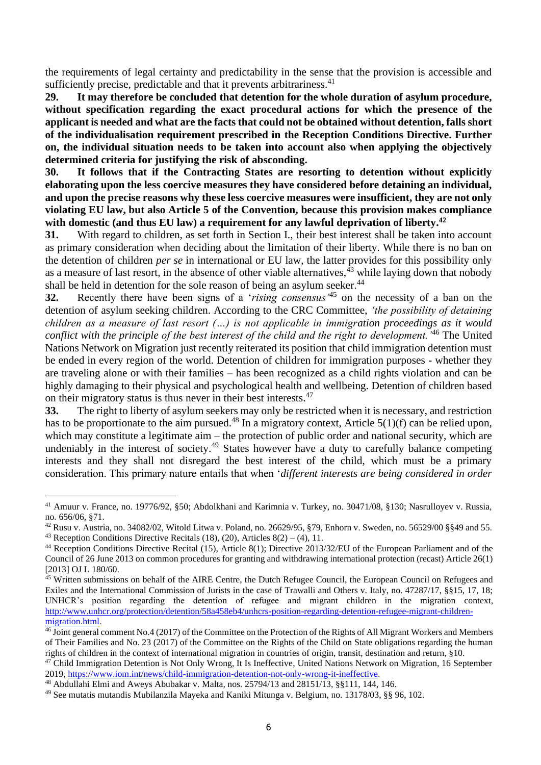the requirements of legal certainty and predictability in the sense that the provision is accessible and sufficiently precise, predictable and that it prevents arbitrariness.[41]

**29. It may therefore be concluded that detention for the whole duration of asylum procedure, without specification regarding the exact procedural actions for which the presence of the applicant is needed and what are the facts that could not be obtained without detention, falls short of the individualisation requirement prescribed in the Reception Conditions Directive. Further on, the individual situation needs to be taken into account also when applying the objectively determined criteria for justifying the risk of absconding.**

**30. It follows that if the Contracting States are resorting to detention without explicitly elaborating upon the less coercive measures they have considered before detaining an individual, and upon the precise reasons why these less coercive measures were insufficient, they are not only violating EU law, but also Article 5 of the Convention, because this provision makes compliance with domestic (and thus EU law) a requirement for any lawful deprivation of liberty.[42]**

**31.** With regard to children, as set forth in Section I., their best interest shall be taken into account as primary consideration when deciding about the limitation of their liberty. While there is no ban on the detention of children *per se* in international or EU law, the latter provides for this possibility only as a measure of last resort, in the absence of other viable alternatives,[43] while laying down that nobody shall be held in detention for the sole reason of being an asylum seeker.[44]

**32.** Recently there have been signs of a '*rising consensus*'[45] on the necessity of a ban on the detention of asylum seeking children. According to the CRC Committee, *'the possibility of detaining children as a measure of last resort (…) is not applicable in immigration proceedings as it would conflict with the principle of the best interest of the child and the right to development.'*[46] The United Nations Network on Migration just recently reiterated its position that child immigration detention must be ended in every region of the world. Detention of children for immigration purposes - whether they are traveling alone or with their families – has been recognized as a child rights violation and can be highly damaging to their physical and psychological health and wellbeing. Detention of children based on their migratory status is thus never in their best interests.[47]

**33.** The right to liberty of asylum seekers may only be restricted when it is necessary, and restriction has to be proportionate to the aim pursued.[48] In a migratory context, Article 5(1)(f) can be relied upon, which may constitute a legitimate aim – the protection of public order and national security, which are undeniably in the interest of society.[49] States however have a duty to carefully balance competing interests and they shall not disregard the best interest of the child, which must be a primary consideration. This primary nature entails that when '*different interests are being considered in order*

---

[41] Amuur v. France, no. 19776/92, §50; Abdolkhani and Karimnia v. Turkey, no. 30471/08, §130; Nasrulloyev v. Russia, no. 656/06, §71.

[42] Rusu v. Austria, no. 34082/02, Witold Litwa v. Poland, no. 26629/95, §79, Enhorn v. Sweden, no. 56529/00 §§49 and 55.

[43] Reception Conditions Directive Recitals (18), (20), Articles 8(2) – (4), 11.

[44] Reception Conditions Directive Recital (15), Article 8(1); Directive 2013/32/EU of the European Parliament and of the Council of 26 June 2013 on common procedures for granting and withdrawing international protection (recast) Article 26(1) [2013] OJ L 180/60.

[45] Written submissions on behalf of the AIRE Centre, the Dutch Refugee Council, the European Council on Refugees and Exiles and the International Commission of Jurists in the case of Trawalli and Others v. Italy, no. 47287/17, §§15, 17, 18; UNHCR's position regarding the detention of refugee and migrant children in the migration context, http://www.unhcr.org/protection/detention/58a458eb4/unhcrs-position-regarding-detention-refugee-migrant-children-migration.html.

[46] Joint general comment No.4 (2017) of the Committee on the Protection of the Rights of All Migrant Workers and Members of Their Families and No. 23 (2017) of the Committee on the Rights of the Child on State obligations regarding the human rights of children in the context of international migration in countries of origin, transit, destination and return, §10.

[47] Child Immigration Detention is Not Only Wrong, It Is Ineffective, United Nations Network on Migration, 16 September 2019, https://www.iom.int/news/child-immigration-detention-not-only-wrong-it-ineffective.

[48] Abdullahi Elmi and Aweys Abubakar v. Malta, nos. 25794/13 and 28151/13, §§111, 144, 146.

[49] See mutatis mutandis Mubilanzila Mayeka and Kaniki Mitunga v. Belgium, no. 13178/03, §§ 96, 102.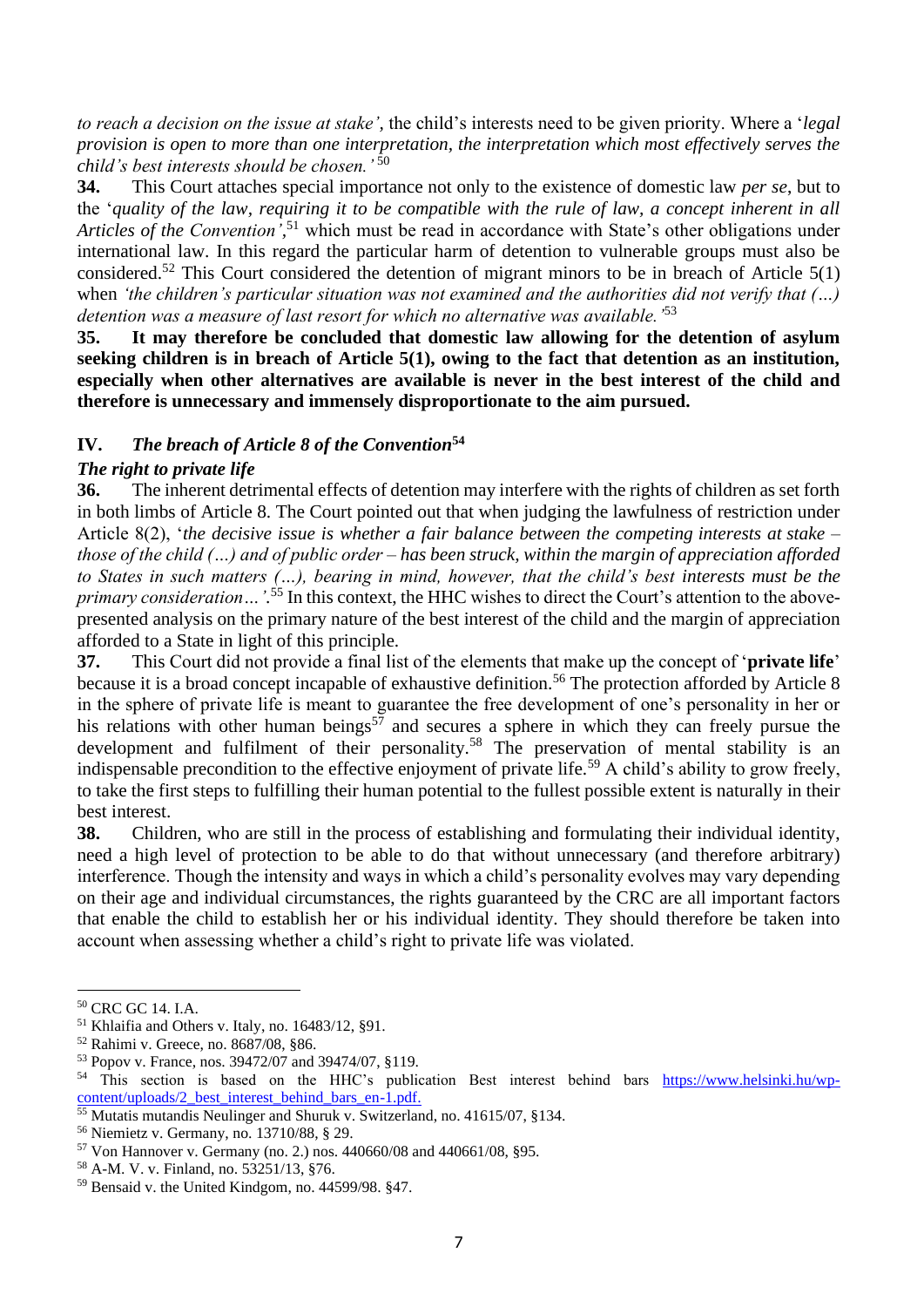*to reach a decision on the issue at stake'*, the child's interests need to be given priority. Where a '*legal provision is open to more than one interpretation, the interpretation which most effectively serves the child's best interests should be chosen.'* [50]

**34.** This Court attaches special importance not only to the existence of domestic law *per se*, but to the '*quality of the law, requiring it to be compatible with the rule of law, a concept inherent in all Articles of the Convention'*,[51] which must be read in accordance with State's other obligations under international law. In this regard the particular harm of detention to vulnerable groups must also be considered.[52] This Court considered the detention of migrant minors to be in breach of Article 5(1) when *'the children's particular situation was not examined and the authorities did not verify that (…) detention was a measure of last resort for which no alternative was available.'*[53]

**35. It may therefore be concluded that domestic law allowing for the detention of asylum seeking children is in breach of Article 5(1), owing to the fact that detention as an institution, especially when other alternatives are available is never in the best interest of the child and therefore is unnecessary and immensely disproportionate to the aim pursued.**

## IV. *The breach of Article 8 of the Convention*[54]

### *The right to private life*

**36.** The inherent detrimental effects of detention may interfere with the rights of children as set forth in both limbs of Article 8. The Court pointed out that when judging the lawfulness of restriction under Article 8(2), '*the decisive issue is whether a fair balance between the competing interests at stake – those of the child (…) and of public order – has been struck, within the margin of appreciation afforded to States in such matters (…), bearing in mind, however, that the child's best interests must be the primary consideration…'*.[55] In this context, the HHC wishes to direct the Court's attention to the above-presented analysis on the primary nature of the best interest of the child and the margin of appreciation afforded to a State in light of this principle.

**37.** This Court did not provide a final list of the elements that make up the concept of '**private life**' because it is a broad concept incapable of exhaustive definition.[56] The protection afforded by Article 8 in the sphere of private life is meant to guarantee the free development of one's personality in her or his relations with other human beings[57] and secures a sphere in which they can freely pursue the development and fulfilment of their personality.[58] The preservation of mental stability is an indispensable precondition to the effective enjoyment of private life.[59] A child's ability to grow freely, to take the first steps to fulfilling their human potential to the fullest possible extent is naturally in their best interest.

**38.** Children, who are still in the process of establishing and formulating their individual identity, need a high level of protection to be able to do that without unnecessary (and therefore arbitrary) interference. Though the intensity and ways in which a child's personality evolves may vary depending on their age and individual circumstances, the rights guaranteed by the CRC are all important factors that enable the child to establish her or his individual identity. They should therefore be taken into account when assessing whether a child's right to private life was violated.

---

[50] CRC GC 14. I.A.

[51] Khlaifia and Others v. Italy, no. 16483/12, §91.

[52] Rahimi v. Greece, no. 8687/08, §86.

[53] Popov v. France, nos. 39472/07 and 39474/07, §119.

[54] This section is based on the HHC's publication Best interest behind bars https://www.helsinki.hu/wp-content/uploads/2_best_interest_behind_bars_en-1.pdf.

[55] Mutatis mutandis Neulinger and Shuruk v. Switzerland, no. 41615/07, §134.

[56] Niemietz v. Germany, no. 13710/88, § 29.

[57] Von Hannover v. Germany (no. 2.) nos. 440660/08 and 440661/08, §95.

[58] A-M. V. v. Finland, no. 53251/13, §76.

[59] Bensaid v. the United Kindgom, no. 44599/98. §47.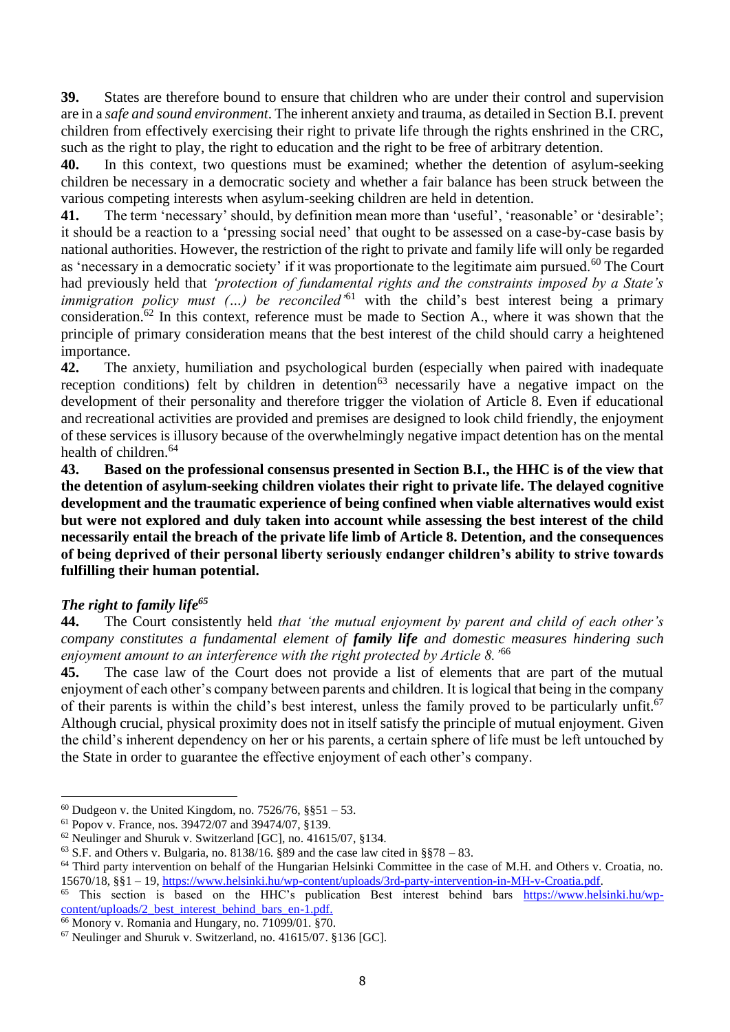**39.** States are therefore bound to ensure that children who are under their control and supervision are in a *safe and sound environment*. The inherent anxiety and trauma, as detailed in Section B.I. prevent children from effectively exercising their right to private life through the rights enshrined in the CRC, such as the right to play, the right to education and the right to be free of arbitrary detention.

**40.** In this context, two questions must be examined; whether the detention of asylum-seeking children be necessary in a democratic society and whether a fair balance has been struck between the various competing interests when asylum-seeking children are held in detention.

**41.** The term 'necessary' should, by definition mean more than 'useful', 'reasonable' or 'desirable'; it should be a reaction to a 'pressing social need' that ought to be assessed on a case-by-case basis by national authorities. However, the restriction of the right to private and family life will only be regarded as 'necessary in a democratic society' if it was proportionate to the legitimate aim pursued.[60] The Court had previously held that *'protection of fundamental rights and the constraints imposed by a State's immigration policy must (...) be reconciled'*[61] with the child's best interest being a primary consideration.[62] In this context, reference must be made to Section A., where it was shown that the principle of primary consideration means that the best interest of the child should carry a heightened importance.

**42.** The anxiety, humiliation and psychological burden (especially when paired with inadequate reception conditions) felt by children in detention[63] necessarily have a negative impact on the development of their personality and therefore trigger the violation of Article 8. Even if educational and recreational activities are provided and premises are designed to look child friendly, the enjoyment of these services is illusory because of the overwhelmingly negative impact detention has on the mental health of children.[64]

**43. Based on the professional consensus presented in Section B.I., the HHC is of the view that the detention of asylum-seeking children violates their right to private life. The delayed cognitive development and the traumatic experience of being confined when viable alternatives would exist but were not explored and duly taken into account while assessing the best interest of the child necessarily entail the breach of the private life limb of Article 8. Detention, and the consequences of being deprived of their personal liberty seriously endanger children's ability to strive towards fulfilling their human potential.**

### *The right to family life*[65]

**44.** The Court consistently held *that 'the mutual enjoyment by parent and child of each other's company constitutes a fundamental element of **family life** and domestic measures hindering such enjoyment amount to an interference with the right protected by Article 8.'*[66]

**45.** The case law of the Court does not provide a list of elements that are part of the mutual enjoyment of each other's company between parents and children. It is logical that being in the company of their parents is within the child's best interest, unless the family proved to be particularly unfit.[67] Although crucial, physical proximity does not in itself satisfy the principle of mutual enjoyment. Given the child's inherent dependency on her or his parents, a certain sphere of life must be left untouched by the State in order to guarantee the effective enjoyment of each other's company.

---

[60] Dudgeon v. the United Kingdom, no. 7526/76, §§51 – 53.

[61] Popov v. France, nos. 39472/07 and 39474/07, §139.

[62] Neulinger and Shuruk v. Switzerland [GC], no. 41615/07, §134.

[63] S.F. and Others v. Bulgaria, no. 8138/16. §89 and the case law cited in §§78 – 83.

[64] Third party intervention on behalf of the Hungarian Helsinki Committee in the case of M.H. and Others v. Croatia, no. 15670/18, §§1 – 19, https://www.helsinki.hu/wp-content/uploads/3rd-party-intervention-in-MH-v-Croatia.pdf.

[65] This section is based on the HHC's publication Best interest behind bars https://www.helsinki.hu/wp-content/uploads/2_best_interest_behind_bars_en-1.pdf.

[66] Monory v. Romania and Hungary, no. 71099/01. §70.

[67] Neulinger and Shuruk v. Switzerland, no. 41615/07. §136 [GC].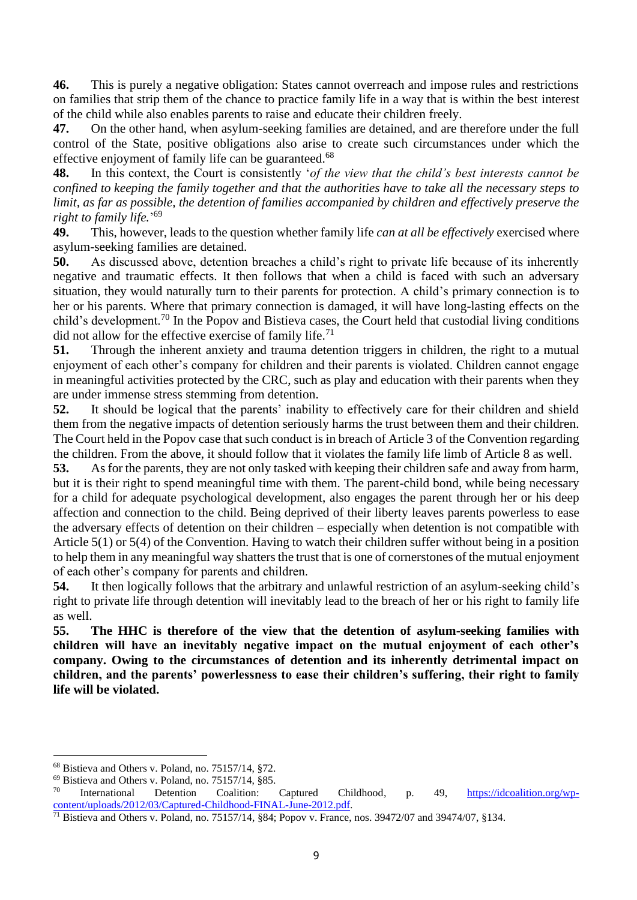**46.** This is purely a negative obligation: States cannot overreach and impose rules and restrictions on families that strip them of the chance to practice family life in a way that is within the best interest of the child while also enables parents to raise and educate their children freely.

**47.** On the other hand, when asylum-seeking families are detained, and are therefore under the full control of the State, positive obligations also arise to create such circumstances under which the effective enjoyment of family life can be guaranteed.[68]

**48.** In this context, the Court is consistently '*of the view that the child's best interests cannot be confined to keeping the family together and that the authorities have to take all the necessary steps to limit, as far as possible, the detention of families accompanied by children and effectively preserve the right to family life.*'[69]

**49.** This, however, leads to the question whether family life *can at all be effectively* exercised where asylum-seeking families are detained.

**50.** As discussed above, detention breaches a child's right to private life because of its inherently negative and traumatic effects. It then follows that when a child is faced with such an adversary situation, they would naturally turn to their parents for protection. A child's primary connection is to her or his parents. Where that primary connection is damaged, it will have long-lasting effects on the child's development.[70] In the Popov and Bistieva cases, the Court held that custodial living conditions did not allow for the effective exercise of family life.[71]

**51.** Through the inherent anxiety and trauma detention triggers in children, the right to a mutual enjoyment of each other's company for children and their parents is violated. Children cannot engage in meaningful activities protected by the CRC, such as play and education with their parents when they are under immense stress stemming from detention.

**52.** It should be logical that the parents' inability to effectively care for their children and shield them from the negative impacts of detention seriously harms the trust between them and their children. The Court held in the Popov case that such conduct is in breach of Article 3 of the Convention regarding the children. From the above, it should follow that it violates the family life limb of Article 8 as well.

**53.** As for the parents, they are not only tasked with keeping their children safe and away from harm, but it is their right to spend meaningful time with them. The parent-child bond, while being necessary for a child for adequate psychological development, also engages the parent through her or his deep affection and connection to the child. Being deprived of their liberty leaves parents powerless to ease the adversary effects of detention on their children – especially when detention is not compatible with Article 5(1) or 5(4) of the Convention. Having to watch their children suffer without being in a position to help them in any meaningful way shatters the trust that is one of cornerstones of the mutual enjoyment of each other's company for parents and children.

**54.** It then logically follows that the arbitrary and unlawful restriction of an asylum-seeking child's right to private life through detention will inevitably lead to the breach of her or his right to family life as well.

**55. The HHC is therefore of the view that the detention of asylum-seeking families with children will have an inevitably negative impact on the mutual enjoyment of each other's company. Owing to the circumstances of detention and its inherently detrimental impact on children, and the parents' powerlessness to ease their children's suffering, their right to family life will be violated.**

---

[68] Bistieva and Others v. Poland, no. 75157/14, §72.

[69] Bistieva and Others v. Poland, no. 75157/14, §85.

[70] International Detention Coalition: Captured Childhood, p. 49, https://idcoalition.org/wp-content/uploads/2012/03/Captured-Childhood-FINAL-June-2012.pdf.

[71] Bistieva and Others v. Poland, no. 75157/14, §84; Popov v. France, nos. 39472/07 and 39474/07, §134.